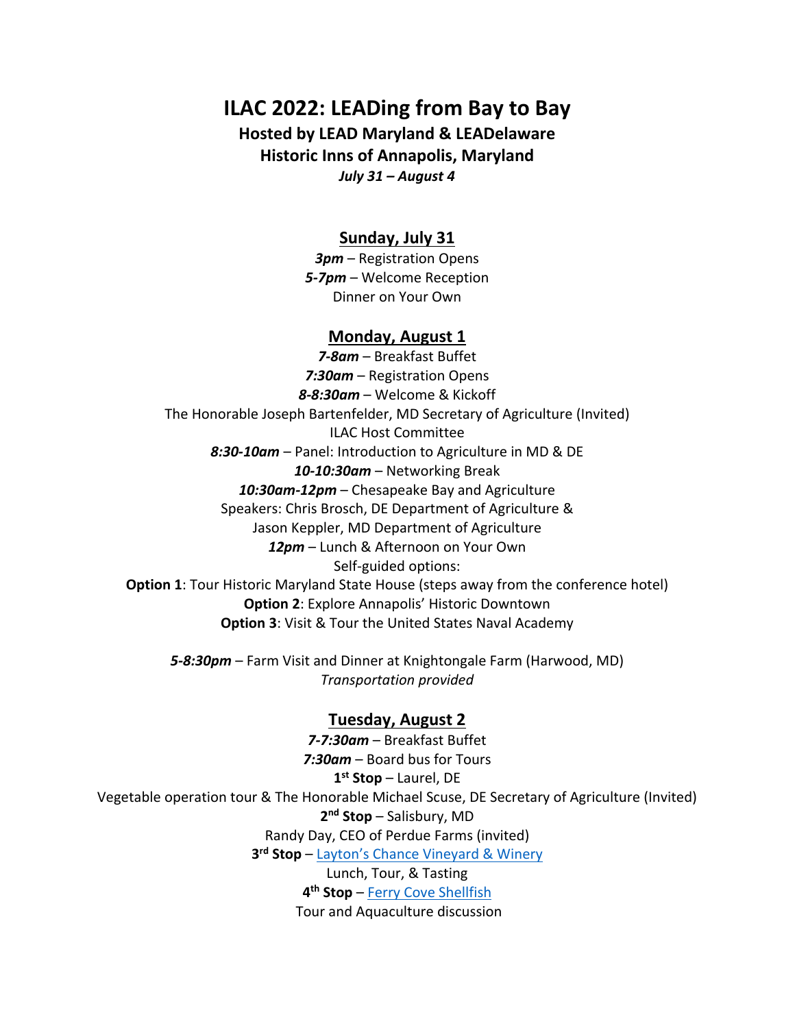# ILAC 2022: LEADing from Bay to Bay

**Hosted by LEAD Maryland & LEADelaware**

**Historic Inns of Annapolis, Maryland**

***July 31 – August 4***

## Sunday, July 31

***3pm*** – Registration Opens

***5-7pm*** – Welcome Reception

Dinner on Your Own

## Monday, August 1

***7-8am*** – Breakfast Buffet

***7:30am*** – Registration Opens

***8-8:30am*** – Welcome & Kickoff

The Honorable Joseph Bartenfelder, MD Secretary of Agriculture (Invited)

ILAC Host Committee

***8:30-10am*** – Panel: Introduction to Agriculture in MD & DE

***10-10:30am*** – Networking Break

***10:30am-12pm*** – Chesapeake Bay and Agriculture

Speakers: Chris Brosch, DE Department of Agriculture &

Jason Keppler, MD Department of Agriculture

***12pm*** – Lunch & Afternoon on Your Own

Self-guided options:

**Option 1**: Tour Historic Maryland State House (steps away from the conference hotel)

**Option 2**: Explore Annapolis' Historic Downtown

**Option 3**: Visit & Tour the United States Naval Academy

***5-8:30pm*** – Farm Visit and Dinner at Knightongale Farm (Harwood, MD)

*Transportation provided*

## Tuesday, August 2

***7-7:30am*** – Breakfast Buffet

***7:30am*** – Board bus for Tours

**1st Stop** – Laurel, DE

Vegetable operation tour & The Honorable Michael Scuse, DE Secretary of Agriculture (Invited)

**2nd Stop** – Salisbury, MD

Randy Day, CEO of Perdue Farms (invited)

**3rd Stop** – Layton's Chance Vineyard & Winery

Lunch, Tour, & Tasting

**4th Stop** – Ferry Cove Shellfish

Tour and Aquaculture discussion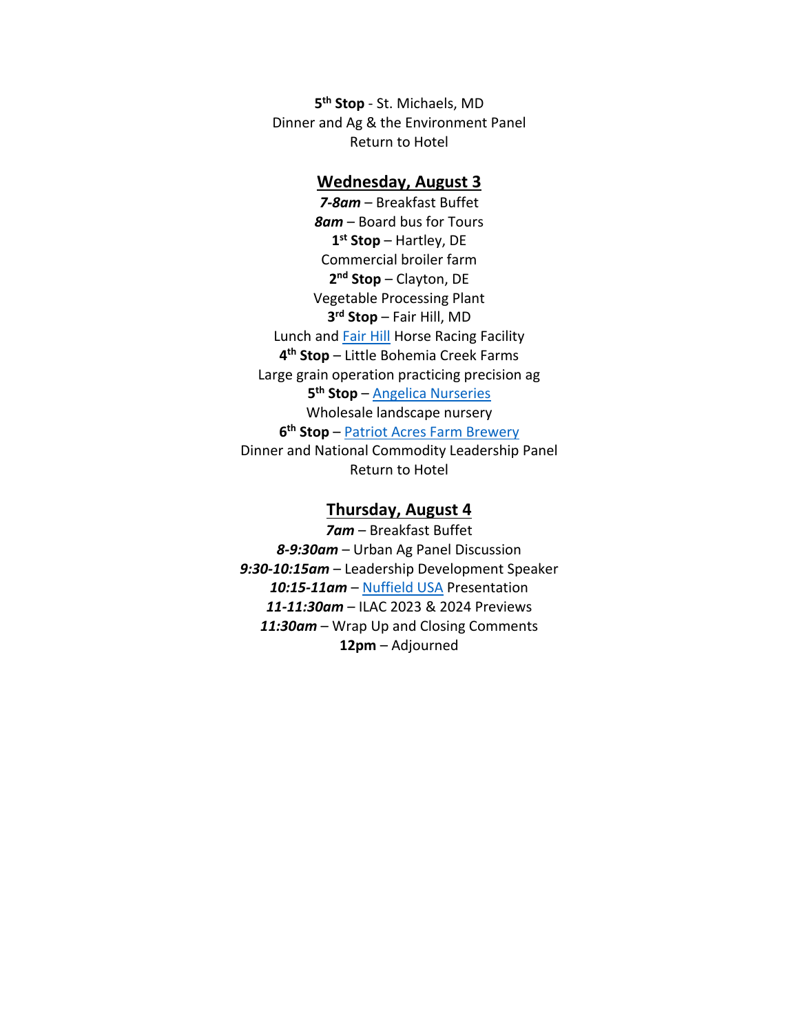**5th Stop** - St. Michaels, MD
Dinner and Ag & the Environment Panel
Return to Hotel

## Wednesday, August 3

***7-8am*** – Breakfast Buffet
***8am*** – Board bus for Tours
**1st Stop** – Hartley, DE
Commercial broiler farm
**2nd Stop** – Clayton, DE
Vegetable Processing Plant
**3rd Stop** – Fair Hill, MD
Lunch and Fair Hill Horse Racing Facility
**4th Stop** – Little Bohemia Creek Farms
Large grain operation practicing precision ag
**5th Stop** – Angelica Nurseries
Wholesale landscape nursery
**6th Stop** – Patriot Acres Farm Brewery
Dinner and National Commodity Leadership Panel
Return to Hotel

## Thursday, August 4

***7am*** – Breakfast Buffet
***8-9:30am*** – Urban Ag Panel Discussion
***9:30-10:15am*** – Leadership Development Speaker
***10:15-11am*** – Nuffield USA Presentation
***11-11:30am*** – ILAC 2023 & 2024 Previews
***11:30am*** – Wrap Up and Closing Comments
**12pm** – Adjourned